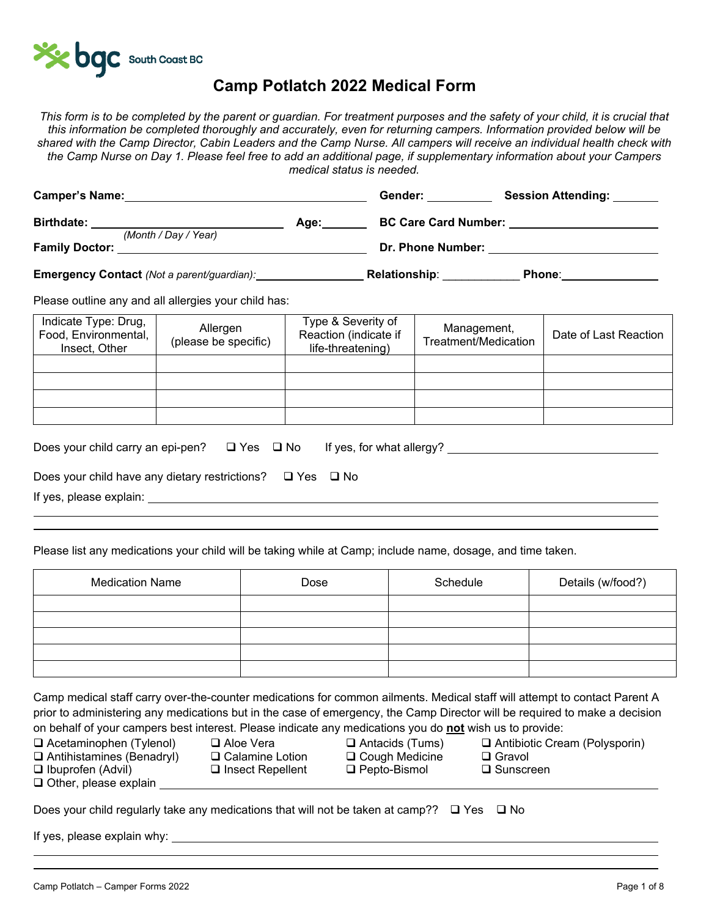bgc South Coast BC

# Camp Potlatch 2022 Medical Form

*This form is to be completed by the parent or guardian. For treatment purposes and the safety of your child, it is crucial that this information be completed thoroughly and accurately, even for returning campers. Information provided below will be shared with the Camp Director, Cabin Leaders and the Camp Nurse. All campers will receive an individual health check with the Camp Nurse on Day 1. Please feel free to add an additional page, if supplementary information about your Campers medical status is needed.*

**Camper's Name:** ______________________ **Gender:** __________ **Session Attending:** _______

**Birthdate:** ______________________ *(Month / Day / Year)* **Age:** _______ **BC Care Card Number:** ______________________

**Family Doctor:** ______________________ **Dr. Phone Number:** ______________________

**Emergency Contact** *(Not a parent/guardian):* ________________ **Relationship**: ____________ **Phone**: ______________

Please outline any and all allergies your child has:

| Indicate Type: Drug, Food, Environmental, Insect, Other | Allergen (please be specific) | Type & Severity of Reaction (indicate if life-threatening) | Management, Treatment/Medication | Date of Last Reaction |
|---|---|---|---|---|
| | | | | |
| | | | | |
| | | | | |
| | | | | |

Does your child carry an epi-pen? ❑ Yes ❑ No If yes, for what allergy? ______________________

Does your child have any dietary restrictions? ❑ Yes ❑ No

If yes, please explain: ______________________

Please list any medications your child will be taking while at Camp; include name, dosage, and time taken.

| Medication Name | Dose | Schedule | Details (w/food?) |
|---|---|---|---|
| | | | |
| | | | |
| | | | |
| | | | |
| | | | |

Camp medical staff carry over-the-counter medications for common ailments. Medical staff will attempt to contact Parent A prior to administering any medications but in the case of emergency, the Camp Director will be required to make a decision on behalf of your campers best interest. Please indicate any medications you do **not** wish us to provide:

❑ Acetaminophen (Tylenol) ❑ Aloe Vera ❑ Antacids (Tums) ❑ Antibiotic Cream (Polysporin)
❑ Antihistamines (Benadryl) ❑ Calamine Lotion ❑ Cough Medicine ❑ Gravol
❑ Ibuprofen (Advil) ❑ Insect Repellent ❑ Pepto-Bismol ❑ Sunscreen
❑ Other, please explain ______________________

Does your child regularly take any medications that will not be taken at camp?? ❑ Yes ❑ No

If yes, please explain why: ______________________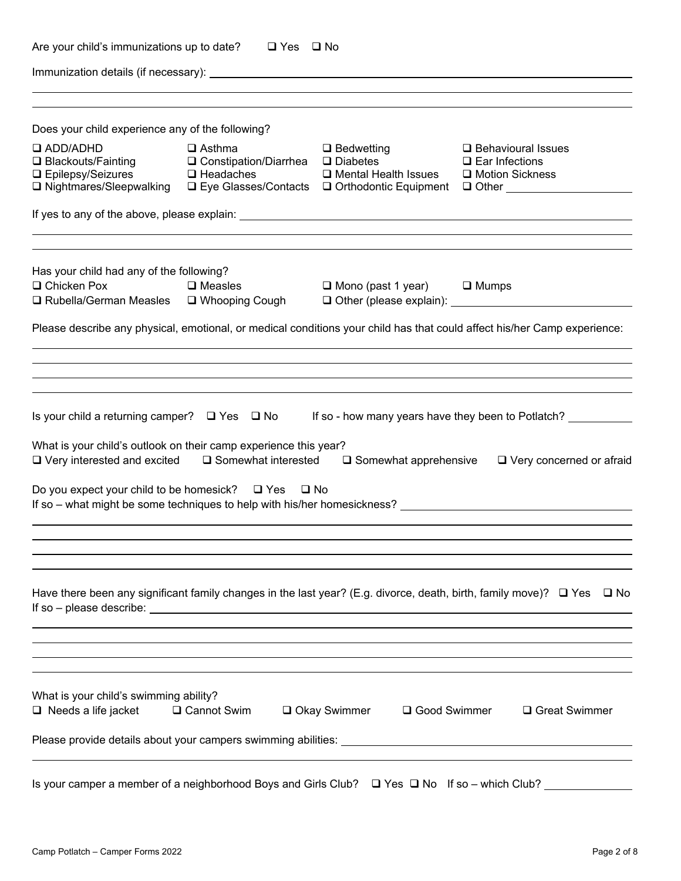Are your child's immunizations up to date? ❑ Yes ❑ No

Immunization details (if necessary): \_\_\_\_\_\_\_\_\_\_\_\_\_\_\_\_\_\_\_\_\_\_\_\_\_\_\_\_\_\_\_\_\_\_\_\_\_\_\_\_

Does your child experience any of the following?

| | | | |
|---|---|---|---|
| ❑ ADD/ADHD | ❑ Asthma | ❑ Bedwetting | ❑ Behavioural Issues |
| ❑ Blackouts/Fainting | ❑ Constipation/Diarrhea | ❑ Diabetes | ❑ Ear Infections |
| ❑ Epilepsy/Seizures | ❑ Headaches | ❑ Mental Health Issues | ❑ Motion Sickness |
| ❑ Nightmares/Sleepwalking | ❑ Eye Glasses/Contacts | ❑ Orthodontic Equipment | ❑ Other \_\_\_\_\_\_\_\_\_\_ |

If yes to any of the above, please explain: \_\_\_\_\_\_\_\_\_\_\_\_\_\_\_\_\_\_\_\_\_\_\_\_\_\_\_\_\_\_\_\_\_\_\_\_\_\_\_\_

Has your child had any of the following?

| | | | |
|---|---|---|---|
| ❑ Chicken Pox | ❑ Measles | ❑ Mono (past 1 year) | ❑ Mumps |
| ❑ Rubella/German Measles | ❑ Whooping Cough | ❑ Other (please explain): \_\_\_\_\_\_\_\_\_\_ | |

Please describe any physical, emotional, or medical conditions your child has that could affect his/her Camp experience:

\_\_\_\_\_\_\_\_\_\_\_\_\_\_\_\_\_\_\_\_\_\_\_\_\_\_\_\_\_\_\_\_\_\_\_\_\_\_\_\_

Is your child a returning camper? ❑ Yes ❑ No If so - how many years have they been to Potlatch? \_\_\_\_\_\_\_\_\_\_

What is your child's outlook on their camp experience this year?

❑ Very interested and excited ❑ Somewhat interested ❑ Somewhat apprehensive ❑ Very concerned or afraid

Do you expect your child to be homesick? ❑ Yes ❑ No

If so – what might be some techniques to help with his/her homesickness? \_\_\_\_\_\_\_\_\_\_\_\_\_\_\_\_\_\_\_\_\_\_\_\_\_\_\_\_\_\_\_\_\_\_\_\_\_\_\_\_

Have there been any significant family changes in the last year? (E.g. divorce, death, birth, family move)? ❑ Yes ❑ No

If so – please describe: \_\_\_\_\_\_\_\_\_\_\_\_\_\_\_\_\_\_\_\_\_\_\_\_\_\_\_\_\_\_\_\_\_\_\_\_\_\_\_\_

What is your child's swimming ability?

❑ Needs a life jacket ❑ Cannot Swim ❑ Okay Swimmer ❑ Good Swimmer ❑ Great Swimmer

Please provide details about your campers swimming abilities: \_\_\_\_\_\_\_\_\_\_\_\_\_\_\_\_\_\_\_\_\_\_\_\_\_\_\_\_\_\_\_\_\_\_\_\_\_\_\_\_

Is your camper a member of a neighborhood Boys and Girls Club? ❑ Yes ❑ No If so – which Club? \_\_\_\_\_\_\_\_\_\_

Camp Potlatch – Camper Forms 2022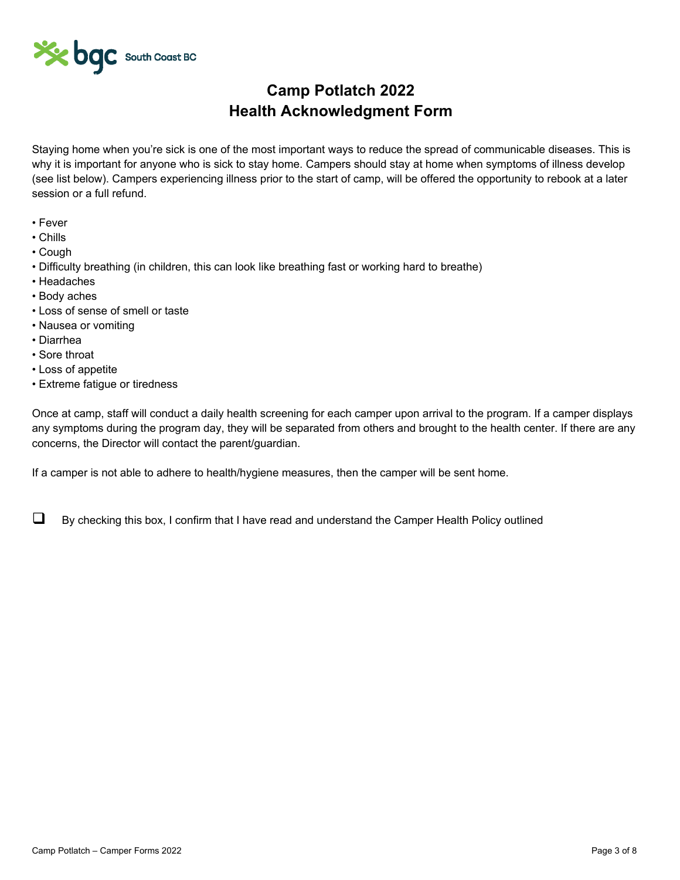# Camp Potlatch 2022
# Health Acknowledgment Form

Staying home when you're sick is one of the most important ways to reduce the spread of communicable diseases. This is why it is important for anyone who is sick to stay home. Campers should stay at home when symptoms of illness develop (see list below). Campers experiencing illness prior to the start of camp, will be offered the opportunity to rebook at a later session or a full refund.

- Fever
- Chills
- Cough
- Difficulty breathing (in children, this can look like breathing fast or working hard to breathe)
- Headaches
- Body aches
- Loss of sense of smell or taste
- Nausea or vomiting
- Diarrhea
- Sore throat
- Loss of appetite
- Extreme fatigue or tiredness

Once at camp, staff will conduct a daily health screening for each camper upon arrival to the program. If a camper displays any symptoms during the program day, they will be separated from others and brought to the health center. If there are any concerns, the Director will contact the parent/guardian.

If a camper is not able to adhere to health/hygiene measures, then the camper will be sent home.

☐ By checking this box, I confirm that I have read and understand the Camper Health Policy outlined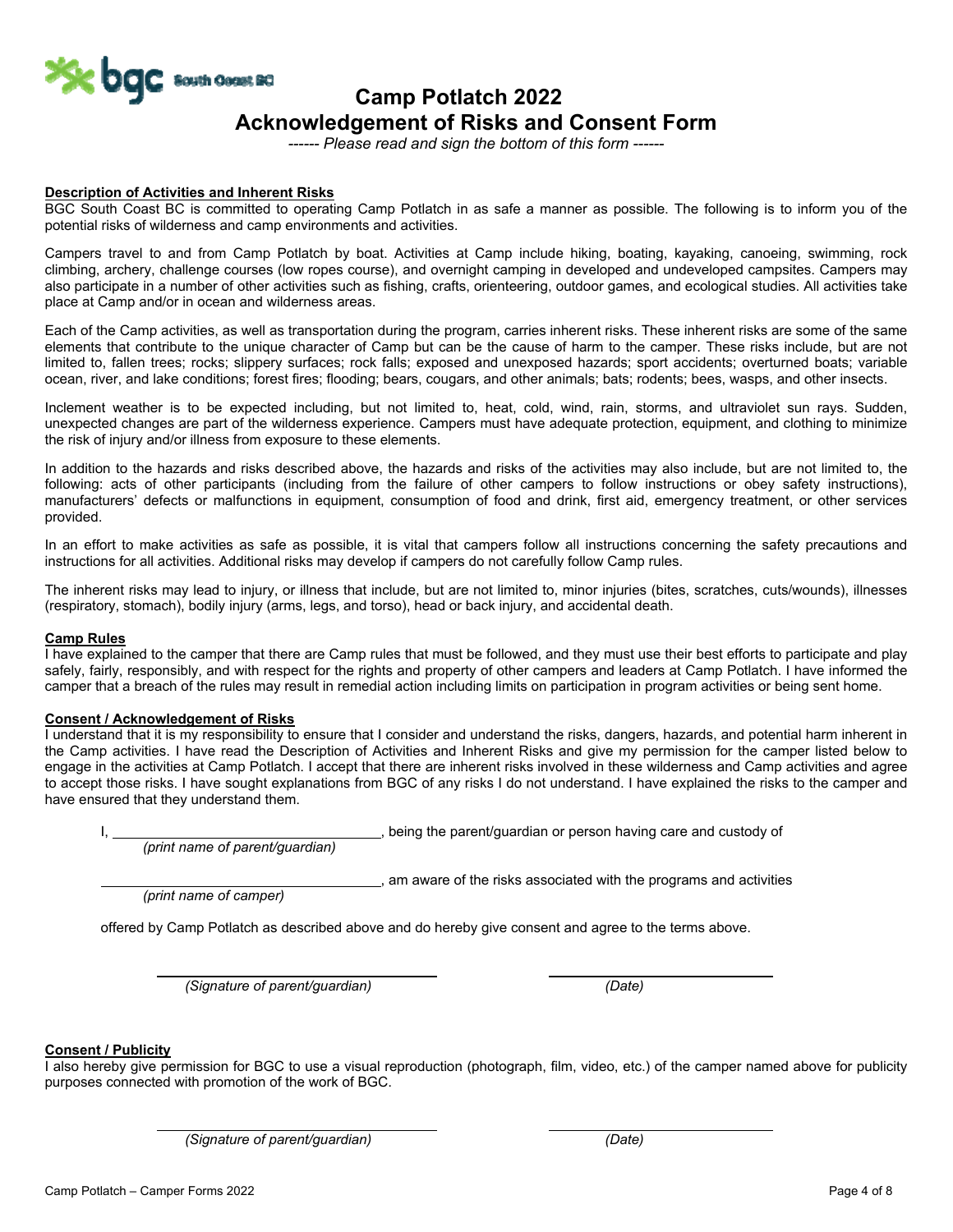bgc South Coast BC

# Camp Potlatch 2022
# Acknowledgement of Risks and Consent Form

*------ Please read and sign the bottom of this form ------*

**Description of Activities and Inherent Risks**

BGC South Coast BC is committed to operating Camp Potlatch in as safe a manner as possible. The following is to inform you of the potential risks of wilderness and camp environments and activities.

Campers travel to and from Camp Potlatch by boat. Activities at Camp include hiking, boating, kayaking, canoeing, swimming, rock climbing, archery, challenge courses (low ropes course), and overnight camping in developed and undeveloped campsites. Campers may also participate in a number of other activities such as fishing, crafts, orienteering, outdoor games, and ecological studies. All activities take place at Camp and/or in ocean and wilderness areas.

Each of the Camp activities, as well as transportation during the program, carries inherent risks. These inherent risks are some of the same elements that contribute to the unique character of Camp but can be the cause of harm to the camper. These risks include, but are not limited to, fallen trees; rocks; slippery surfaces; rock falls; exposed and unexposed hazards; sport accidents; overturned boats; variable ocean, river, and lake conditions; forest fires; flooding; bears, cougars, and other animals; bats; rodents; bees, wasps, and other insects.

Inclement weather is to be expected including, but not limited to, heat, cold, wind, rain, storms, and ultraviolet sun rays. Sudden, unexpected changes are part of the wilderness experience. Campers must have adequate protection, equipment, and clothing to minimize the risk of injury and/or illness from exposure to these elements.

In addition to the hazards and risks described above, the hazards and risks of the activities may also include, but are not limited to, the following: acts of other participants (including from the failure of other campers to follow instructions or obey safety instructions), manufacturers' defects or malfunctions in equipment, consumption of food and drink, first aid, emergency treatment, or other services provided.

In an effort to make activities as safe as possible, it is vital that campers follow all instructions concerning the safety precautions and instructions for all activities. Additional risks may develop if campers do not carefully follow Camp rules.

The inherent risks may lead to injury, or illness that include, but are not limited to, minor injuries (bites, scratches, cuts/wounds), illnesses (respiratory, stomach), bodily injury (arms, legs, and torso), head or back injury, and accidental death.

**Camp Rules**

I have explained to the camper that there are Camp rules that must be followed, and they must use their best efforts to participate and play safely, fairly, responsibly, and with respect for the rights and property of other campers and leaders at Camp Potlatch. I have informed the camper that a breach of the rules may result in remedial action including limits on participation in program activities or being sent home.

**Consent / Acknowledgement of Risks**

I understand that it is my responsibility to ensure that I consider and understand the risks, dangers, hazards, and potential harm inherent in the Camp activities. I have read the Description of Activities and Inherent Risks and give my permission for the camper listed below to engage in the activities at Camp Potlatch. I accept that there are inherent risks involved in these wilderness and Camp activities and agree to accept those risks. I have sought explanations from BGC of any risks I do not understand. I have explained the risks to the camper and have ensured that they understand them.

I, ______________________________, being the parent/guardian or person having care and custody of
*(print name of parent/guardian)*

______________________________, am aware of the risks associated with the programs and activities
*(print name of camper)*

offered by Camp Potlatch as described above and do hereby give consent and agree to the terms above.

______________________________ ______________________
*(Signature of parent/guardian)* *(Date)*

**Consent / Publicity**

I also hereby give permission for BGC to use a visual reproduction (photograph, film, video, etc.) of the camper named above for publicity purposes connected with promotion of the work of BGC.

______________________________ ______________________
*(Signature of parent/guardian)* *(Date)*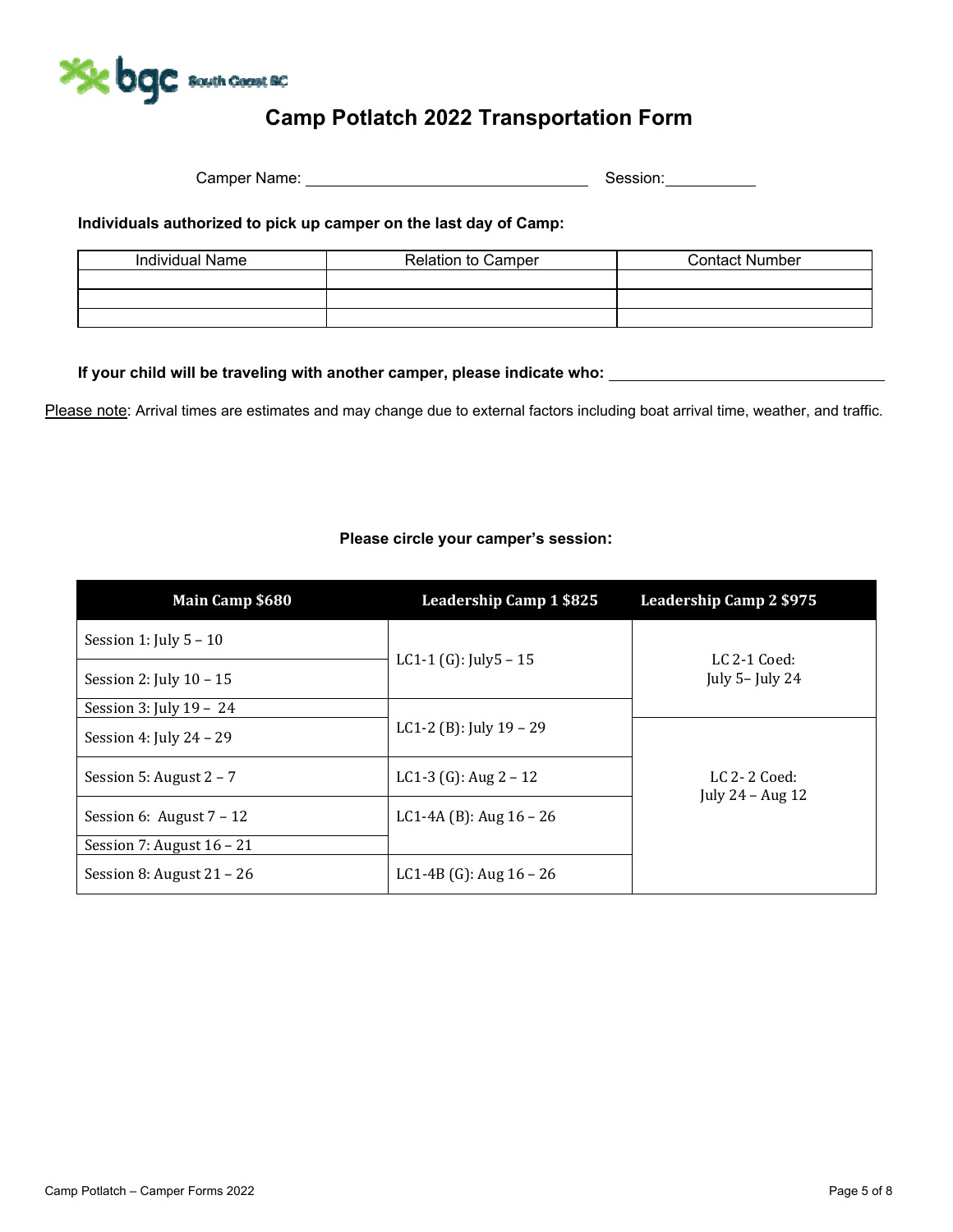# Camp Potlatch 2022 Transportation Form

Camper Name: ________________________________ Session: __________

**Individuals authorized to pick up camper on the last day of Camp:**

| Individual Name | Relation to Camper | Contact Number |
|---|---|---|
| | | |
| | | |
| | | |

**If your child will be traveling with another camper, please indicate who:** ________________________________

Please note: Arrival times are estimates and may change due to external factors including boat arrival time, weather, and traffic.

**Please circle your camper's session:**

| Main Camp $680 | Leadership Camp 1 $825 | Leadership Camp 2 $975 |
|---|---|---|
| Session 1: July 5 – 10 | LC1-1 (G): July5 – 15 | LC 2-1 Coed: July 5– July 24 |
| Session 2: July 10 – 15 | | |
| Session 3: July 19 – 24 | LC1-2 (B): July 19 – 29 | |
| Session 4: July 24 – 29 | | LC 2- 2 Coed: July 24 – Aug 12 |
| Session 5: August 2 – 7 | LC1-3 (G): Aug 2 – 12 | |
| Session 6: August 7 – 12 | LC1-4A (B): Aug 16 – 26 | |
| Session 7: August 16 – 21 | | |
| Session 8: August 21 – 26 | LC1-4B (G): Aug 16 – 26 | |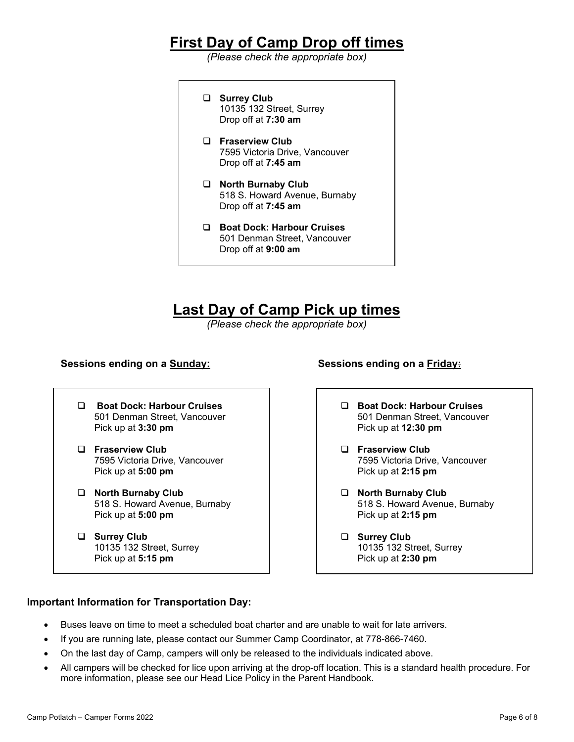# First Day of Camp Drop off times

*(Please check the appropriate box)*

- ☐ **Surrey Club**
  10135 132 Street, Surrey
  Drop off at **7:30 am**
- ☐ **Fraserview Club**
  7595 Victoria Drive, Vancouver
  Drop off at **7:45 am**
- ☐ **North Burnaby Club**
  518 S. Howard Avenue, Burnaby
  Drop off at **7:45 am**
- ☐ **Boat Dock: Harbour Cruises**
  501 Denman Street, Vancouver
  Drop off at **9:00 am**

# Last Day of Camp Pick up times

*(Please check the appropriate box)*

### Sessions ending on a Sunday:

- ☐ **Boat Dock: Harbour Cruises**
  501 Denman Street, Vancouver
  Pick up at **3:30 pm**
- ☐ **Fraserview Club**
  7595 Victoria Drive, Vancouver
  Pick up at **5:00 pm**
- ☐ **North Burnaby Club**
  518 S. Howard Avenue, Burnaby
  Pick up at **5:00 pm**
- ☐ **Surrey Club**
  10135 132 Street, Surrey
  Pick up at **5:15 pm**

### Sessions ending on a Friday:

- ☐ **Boat Dock: Harbour Cruises**
  501 Denman Street, Vancouver
  Pick up at **12:30 pm**
- ☐ **Fraserview Club**
  7595 Victoria Drive, Vancouver
  Pick up at **2:15 pm**
- ☐ **North Burnaby Club**
  518 S. Howard Avenue, Burnaby
  Pick up at **2:15 pm**
- ☐ **Surrey Club**
  10135 132 Street, Surrey
  Pick up at **2:30 pm**

**Important Information for Transportation Day:**

- Buses leave on time to meet a scheduled boat charter and are unable to wait for late arrivers.
- If you are running late, please contact our Summer Camp Coordinator, at 778-866-7460.
- On the last day of Camp, campers will only be released to the individuals indicated above.
- All campers will be checked for lice upon arriving at the drop-off location. This is a standard health procedure. For more information, please see our Head Lice Policy in the Parent Handbook.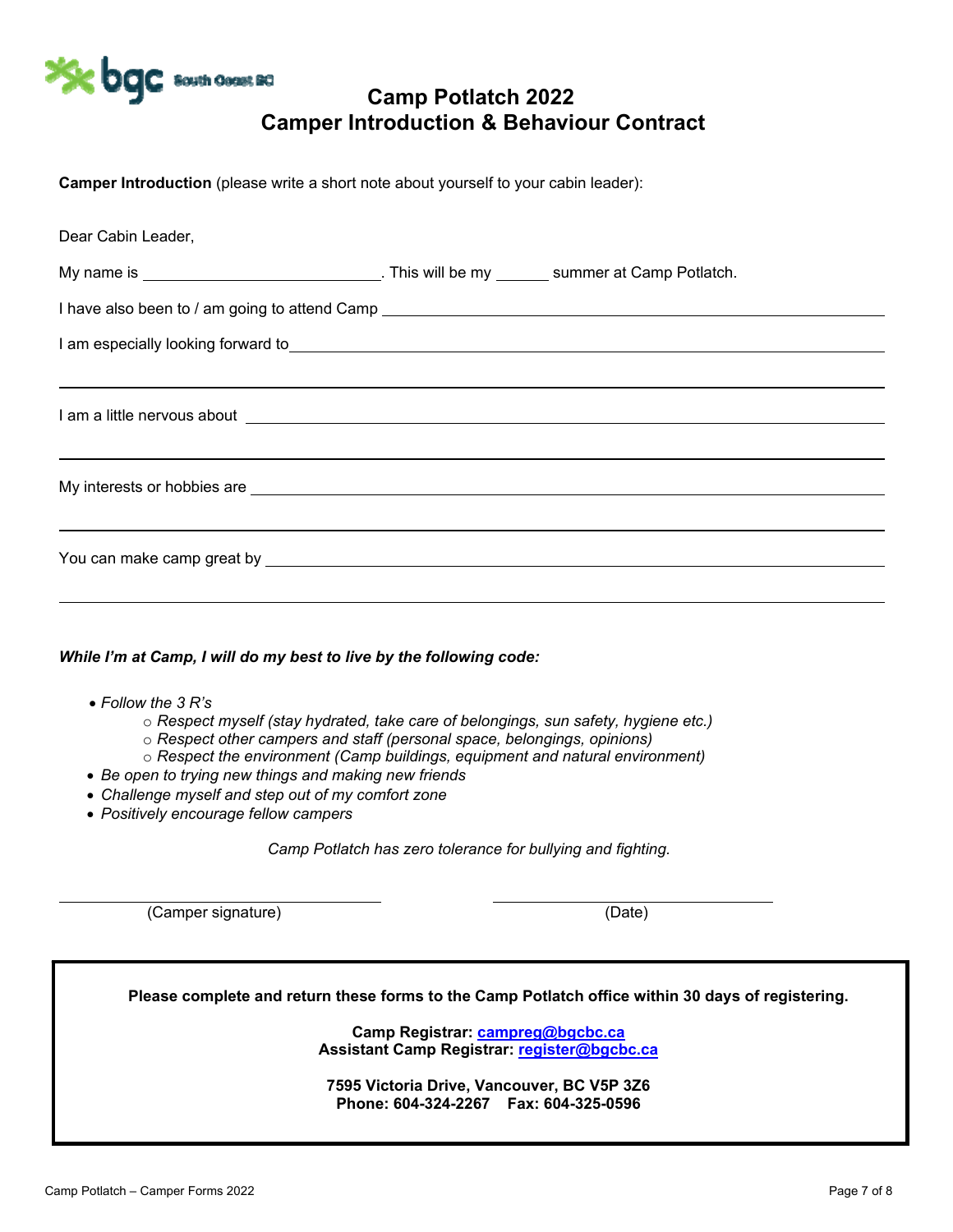# Camp Potlatch 2022
# Camper Introduction & Behaviour Contract

**Camper Introduction** (please write a short note about yourself to your cabin leader):

Dear Cabin Leader,

My name is ______________________________. This will be my ______ summer at Camp Potlatch.

I have also been to / am going to attend Camp ______________________________________________

I am especially looking forward to______________________________________________

______________________________________________________________________________

I am a little nervous about ______________________________________________

______________________________________________________________________________

My interests or hobbies are ______________________________________________

______________________________________________________________________________

You can make camp great by ______________________________________________

______________________________________________________________________________

***While I'm at Camp, I will do my best to live by the following code:***

- *Follow the 3 R's*
  - *Respect myself (stay hydrated, take care of belongings, sun safety, hygiene etc.)*
  - *Respect other campers and staff (personal space, belongings, opinions)*
  - *Respect the environment (Camp buildings, equipment and natural environment)*
- *Be open to trying new things and making new friends*
- *Challenge myself and step out of my comfort zone*
- *Positively encourage fellow campers*

*Camp Potlatch has zero tolerance for bullying and fighting.*

______________________________ ______________________________
(Camper signature) (Date)

**Please complete and return these forms to the Camp Potlatch office within 30 days of registering.**

**Camp Registrar: campreg@bgcbc.ca**
**Assistant Camp Registrar: register@bgcbc.ca**

**7595 Victoria Drive, Vancouver, BC V5P 3Z6**
**Phone: 604-324-2267 Fax: 604-325-0596**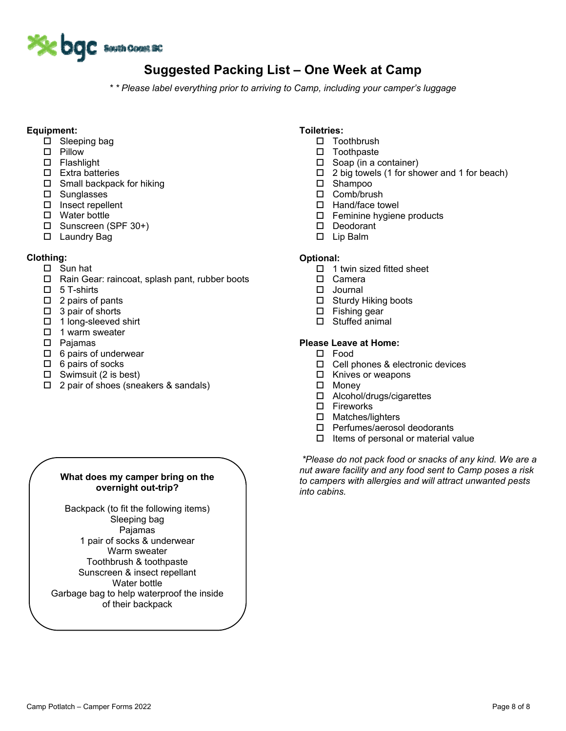bgc South Coast BC

# Suggested Packing List – One Week at Camp

*\* \* Please label everything prior to arriving to Camp, including your camper's luggage*

**Equipment:**

- ☐ Sleeping bag
- ☐ Pillow
- ☐ Flashlight
- ☐ Extra batteries
- ☐ Small backpack for hiking
- ☐ Sunglasses
- ☐ Insect repellent
- ☐ Water bottle
- ☐ Sunscreen (SPF 30+)
- ☐ Laundry Bag

**Clothing:**

- ☐ Sun hat
- ☐ Rain Gear: raincoat, splash pant, rubber boots
- ☐ 5 T-shirts
- ☐ 2 pairs of pants
- ☐ 3 pair of shorts
- ☐ 1 long-sleeved shirt
- ☐ 1 warm sweater
- ☐ Pajamas
- ☐ 6 pairs of underwear
- ☐ 6 pairs of socks
- ☐ Swimsuit (2 is best)
- ☐ 2 pair of shoes (sneakers & sandals)

**What does my camper bring on the overnight out-trip?**

Backpack (to fit the following items)
Sleeping bag
Pajamas
1 pair of socks & underwear
Warm sweater
Toothbrush & toothpaste
Sunscreen & insect repellant
Water bottle
Garbage bag to help waterproof the inside of their backpack

**Toiletries:**

- ☐ Toothbrush
- ☐ Toothpaste
- ☐ Soap (in a container)
- ☐ 2 big towels (1 for shower and 1 for beach)
- ☐ Shampoo
- ☐ Comb/brush
- ☐ Hand/face towel
- ☐ Feminine hygiene products
- ☐ Deodorant
- ☐ Lip Balm

**Optional:**

- ☐ 1 twin sized fitted sheet
- ☐ Camera
- ☐ Journal
- ☐ Sturdy Hiking boots
- ☐ Fishing gear
- ☐ Stuffed animal

**Please Leave at Home:**

- ☐ Food
- ☐ Cell phones & electronic devices
- ☐ Knives or weapons
- ☐ Money
- ☐ Alcohol/drugs/cigarettes
- ☐ Fireworks
- ☐ Matches/lighters
- ☐ Perfumes/aerosol deodorants
- ☐ Items of personal or material value

*\*Please do not pack food or snacks of any kind. We are a nut aware facility and any food sent to Camp poses a risk to campers with allergies and will attract unwanted pests into cabins.*